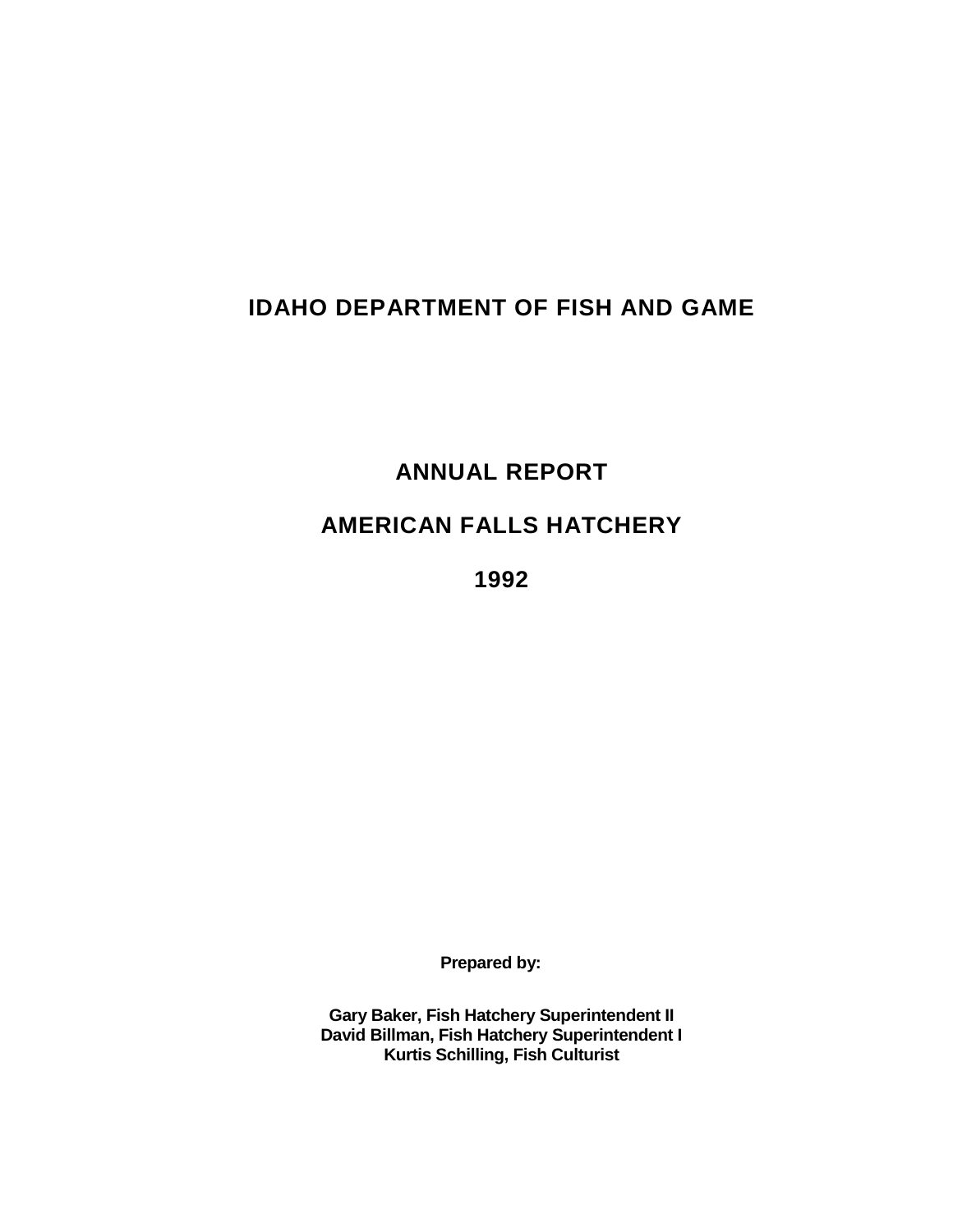# IDAHO DEPARTMENT OF FISH AND GAME

## ANNUAL REPORT

## AMERICAN FALLS HATCHERY

## 1992

**Prepared by:**

**Gary Baker, Fish Hatchery Superintendent II**
**David Billman, Fish Hatchery Superintendent I**
**Kurtis Schilling, Fish Culturist**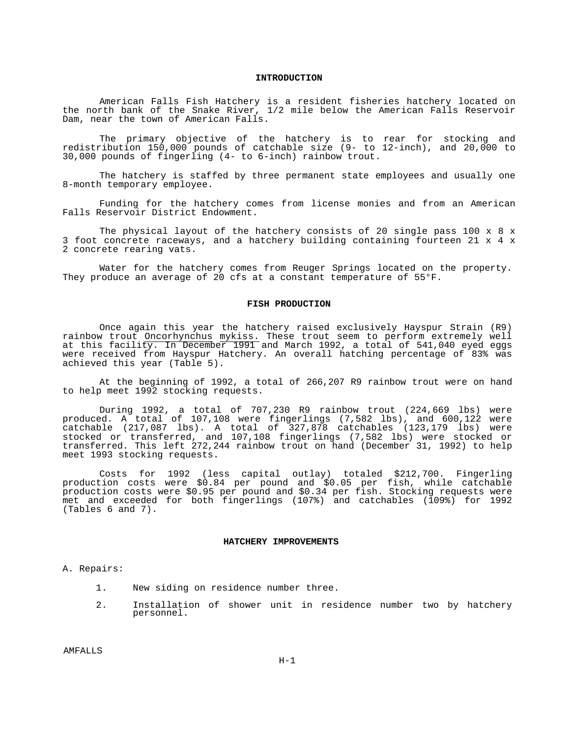## INTRODUCTION

American Falls Fish Hatchery is a resident fisheries hatchery located on the north bank of the Snake River, 1/2 mile below the American Falls Reservoir Dam, near the town of American Falls.

The primary objective of the hatchery is to rear for stocking and redistribution 150,000 pounds of catchable size (9- to 12-inch), and 20,000 to 30,000 pounds of fingerling (4- to 6-inch) rainbow trout.

The hatchery is staffed by three permanent state employees and usually one 8-month temporary employee.

Funding for the hatchery comes from license monies and from an American Falls Reservoir District Endowment.

The physical layout of the hatchery consists of 20 single pass 100 x 8 x 3 foot concrete raceways, and a hatchery building containing fourteen 21 x 4 x 2 concrete rearing vats.

Water for the hatchery comes from Reuger Springs located on the property. They produce an average of 20 cfs at a constant temperature of 55°F.

## FISH PRODUCTION

Once again this year the hatchery raised exclusively Hayspur Strain (R9) rainbow trout *Oncorhynchus mykiss.* These trout seem to perform extremely well at this facility. In December 1991 and March 1992, a total of 541,040 eyed eggs were received from Hayspur Hatchery. An overall hatching percentage of 83% was achieved this year (Table 5).

At the beginning of 1992, a total of 266,207 R9 rainbow trout were on hand to help meet 1992 stocking requests.

During 1992, a total of 707,230 R9 rainbow trout (224,669 lbs) were produced. A total of 107,108 were fingerlings (7,582 lbs), and 600,122 were catchable (217,087 lbs). A total of 327,878 catchables (123,179 lbs) were stocked or transferred, and 107,108 fingerlings (7,582 lbs) were stocked or transferred. This left 272,244 rainbow trout on hand (December 31, 1992) to help meet 1993 stocking requests.

Costs for 1992 (less capital outlay) totaled $212,700. Fingerling production costs were $0.84 per pound and $0.05 per fish, while catchable production costs were $0.95 per pound and $0.34 per fish. Stocking requests were met and exceeded for both fingerlings (107%) and catchables (109%) for 1992 (Tables 6 and 7).

## HATCHERY IMPROVEMENTS

A. Repairs:

1. New siding on residence number three.
2. Installation of shower unit in residence number two by hatchery personnel.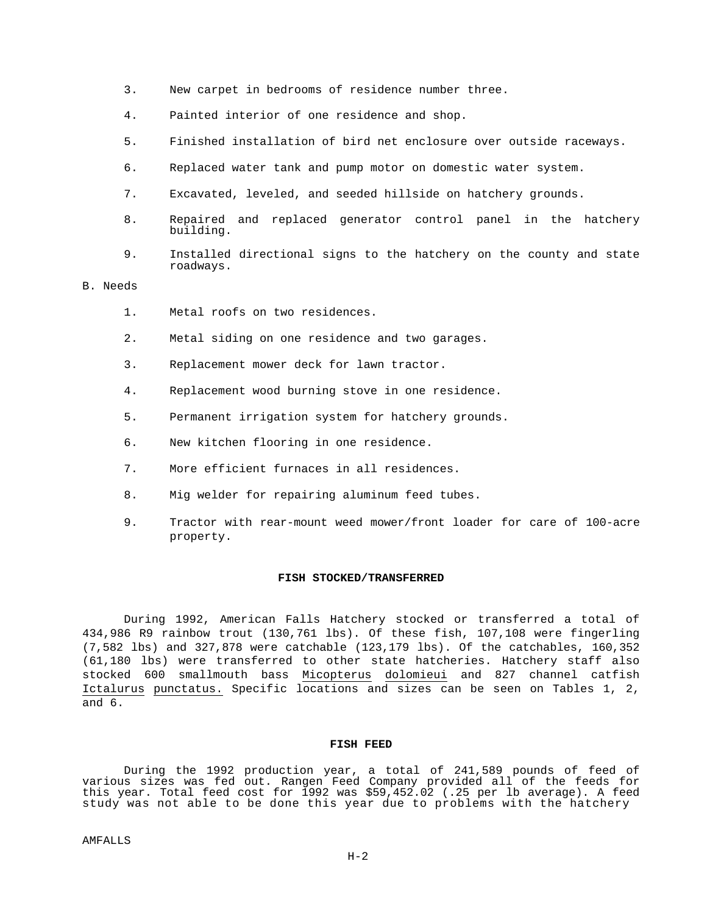3. New carpet in bedrooms of residence number three.

4. Painted interior of one residence and shop.

5. Finished installation of bird net enclosure over outside raceways.

6. Replaced water tank and pump motor on domestic water system.

7. Excavated, leveled, and seeded hillside on hatchery grounds.

8. Repaired and replaced generator control panel in the hatchery building.

9. Installed directional signs to the hatchery on the county and state roadways.

B. Needs

1. Metal roofs on two residences.

2. Metal siding on one residence and two garages.

3. Replacement mower deck for lawn tractor.

4. Replacement wood burning stove in one residence.

5. Permanent irrigation system for hatchery grounds.

6. New kitchen flooring in one residence.

7. More efficient furnaces in all residences.

8. Mig welder for repairing aluminum feed tubes.

9. Tractor with rear-mount weed mower/front loader for care of 100-acre property.

## FISH STOCKED/TRANSFERRED

During 1992, American Falls Hatchery stocked or transferred a total of 434,986 R9 rainbow trout (130,761 lbs). Of these fish, 107,108 were fingerling (7,582 lbs) and 327,878 were catchable (123,179 lbs). Of the catchables, 160,352 (61,180 lbs) were transferred to other state hatcheries. Hatchery staff also stocked 600 smallmouth bass Micopterus dolomieui and 827 channel catfish Ictalurus punctatus. Specific locations and sizes can be seen on Tables 1, 2, and 6.

## FISH FEED

During the 1992 production year, a total of 241,589 pounds of feed of various sizes was fed out. Rangen Feed Company provided all of the feeds for this year. Total feed cost for 1992 was $59,452.02 (.25 per lb average). A feed study was not able to be done this year due to problems with the hatchery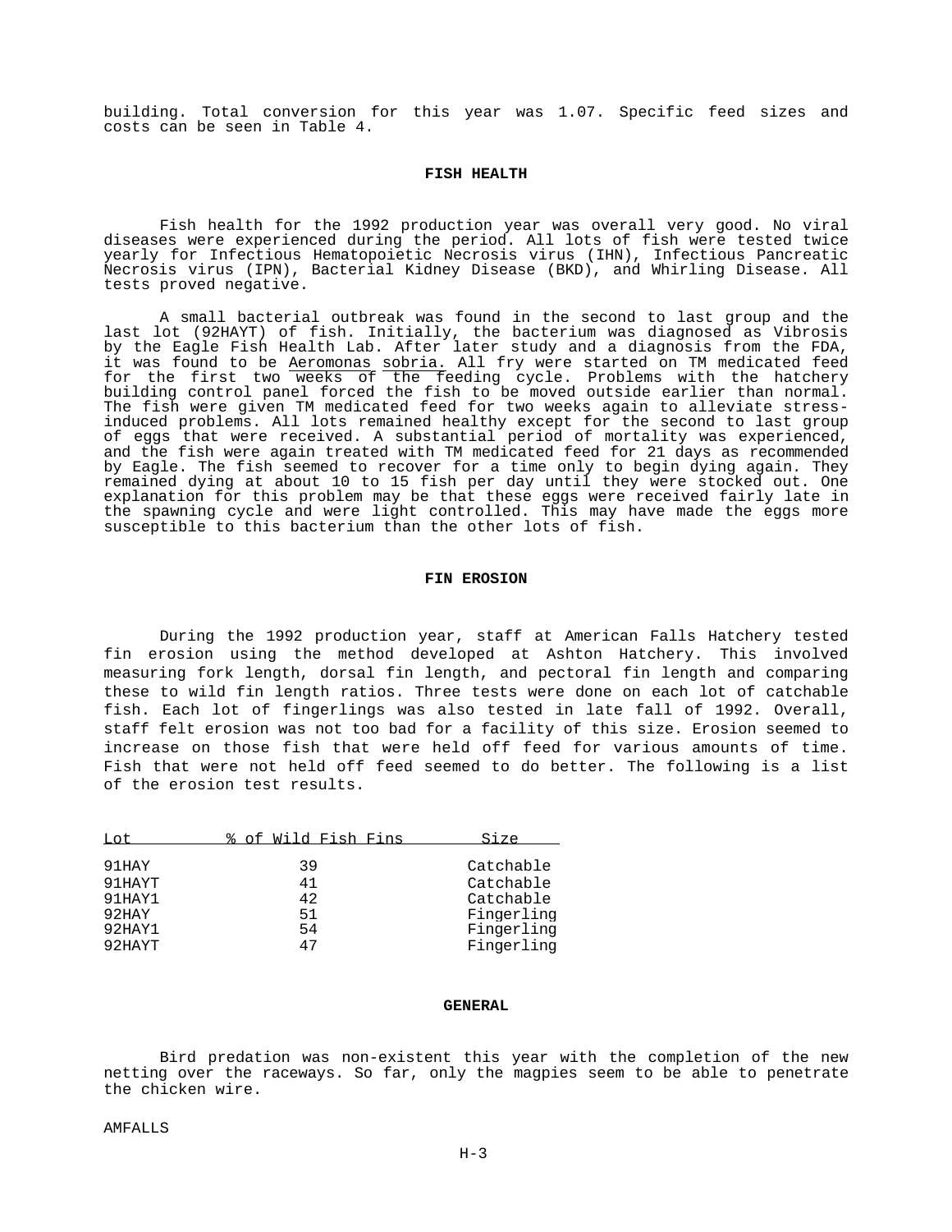building. Total conversion for this year was 1.07. Specific feed sizes and costs can be seen in Table 4.

## FISH HEALTH

Fish health for the 1992 production year was overall very good. No viral diseases were experienced during the period. All lots of fish were tested twice yearly for Infectious Hematopoietic Necrosis virus (IHN), Infectious Pancreatic Necrosis virus (IPN), Bacterial Kidney Disease (BKD), and Whirling Disease. All tests proved negative.

A small bacterial outbreak was found in the second to last group and the last lot (92HAYT) of fish. Initially, the bacterium was diagnosed as Vibrosis by the Eagle Fish Health Lab. After later study and a diagnosis from the FDA, it was found to be *Aeromonas sobria.* All fry were started on TM medicated feed for the first two weeks of the feeding cycle. Problems with the hatchery building control panel forced the fish to be moved outside earlier than normal. The fish were given TM medicated feed for two weeks again to alleviate stress-induced problems. All lots remained healthy except for the second to last group of eggs that were received. A substantial period of mortality was experienced, and the fish were again treated with TM medicated feed for 21 days as recommended by Eagle. The fish seemed to recover for a time only to begin dying again. They remained dying at about 10 to 15 fish per day until they were stocked out. One explanation for this problem may be that these eggs were received fairly late in the spawning cycle and were light controlled. This may have made the eggs more susceptible to this bacterium than the other lots of fish.

## FIN EROSION

During the 1992 production year, staff at American Falls Hatchery tested fin erosion using the method developed at Ashton Hatchery. This involved measuring fork length, dorsal fin length, and pectoral fin length and comparing these to wild fin length ratios. Three tests were done on each lot of catchable fish. Each lot of fingerlings was also tested in late fall of 1992. Overall, staff felt erosion was not too bad for a facility of this size. Erosion seemed to increase on those fish that were held off feed for various amounts of time. Fish that were not held off feed seemed to do better. The following is a list of the erosion test results.

| Lot | % of Wild Fish Fins | Size |
|---|---|---|
| 91HAY | 39 | Catchable |
| 91HAYT | 41 | Catchable |
| 91HAY1 | 42 | Catchable |
| 92HAY | 51 | Fingerling |
| 92HAY1 | 54 | Fingerling |
| 92HAYT | 47 | Fingerling |

## GENERAL

Bird predation was non-existent this year with the completion of the new netting over the raceways. So far, only the magpies seem to be able to penetrate the chicken wire.

AMFALLS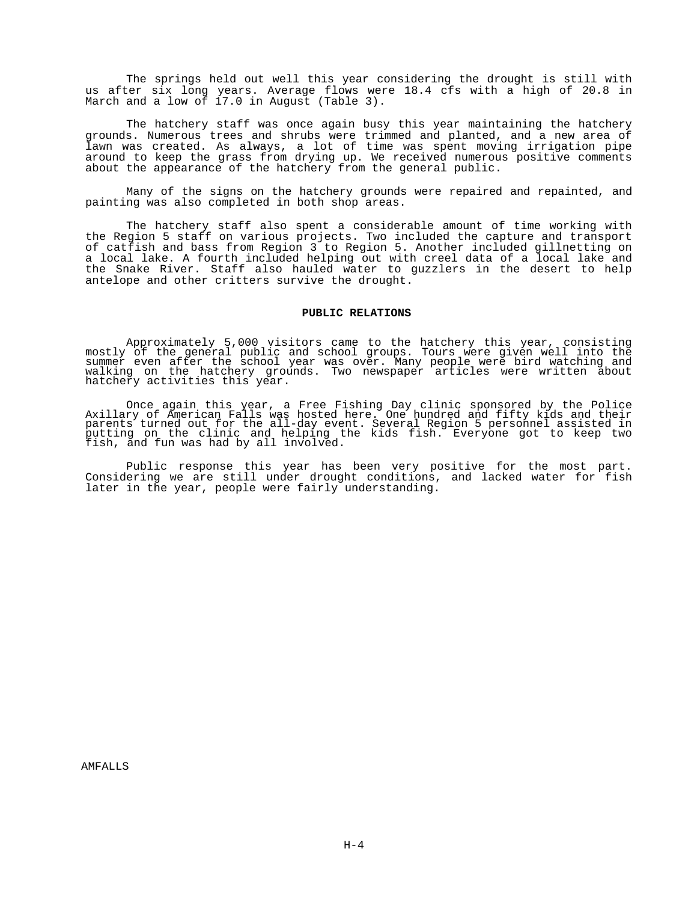The springs held out well this year considering the drought is still with us after six long years. Average flows were 18.4 cfs with a high of 20.8 in March and a low of 17.0 in August (Table 3).

The hatchery staff was once again busy this year maintaining the hatchery grounds. Numerous trees and shrubs were trimmed and planted, and a new area of lawn was created. As always, a lot of time was spent moving irrigation pipe around to keep the grass from drying up. We received numerous positive comments about the appearance of the hatchery from the general public.

Many of the signs on the hatchery grounds were repaired and repainted, and painting was also completed in both shop areas.

The hatchery staff also spent a considerable amount of time working with the Region 5 staff on various projects. Two included the capture and transport of catfish and bass from Region 3 to Region 5. Another included gillnetting on a local lake. A fourth included helping out with creel data of a local lake and the Snake River. Staff also hauled water to guzzlers in the desert to help antelope and other critters survive the drought.

## PUBLIC RELATIONS

Approximately 5,000 visitors came to the hatchery this year, consisting mostly of the general public and school groups. Tours were given well into the summer even after the school year was over. Many people were bird watching and walking on the hatchery grounds. Two newspaper articles were written about hatchery activities this year.

Once again this year, a Free Fishing Day clinic sponsored by the Police Axillary of American Falls was hosted here. One hundred and fifty kids and their parents turned out for the all-day event. Several Region 5 personnel assisted in putting on the clinic and helping the kids fish. Everyone got to keep two fish, and fun was had by all involved.

Public response this year has been very positive for the most part. Considering we are still under drought conditions, and lacked water for fish later in the year, people were fairly understanding.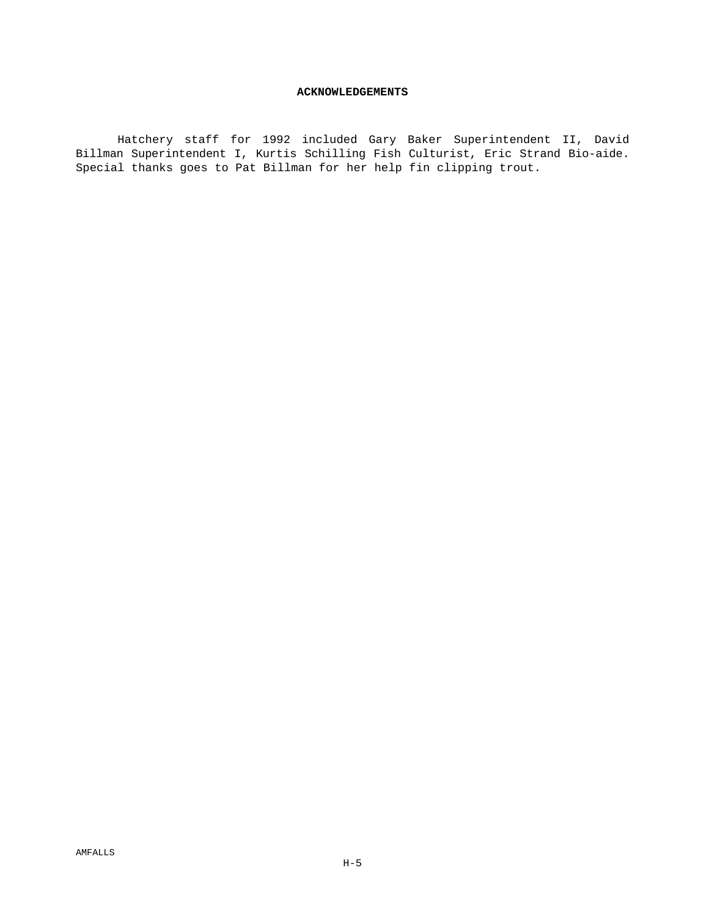## ACKNOWLEDGEMENTS

Hatchery staff for 1992 included Gary Baker Superintendent II, David Billman Superintendent I, Kurtis Schilling Fish Culturist, Eric Strand Bio-aide. Special thanks goes to Pat Billman for her help fin clipping trout.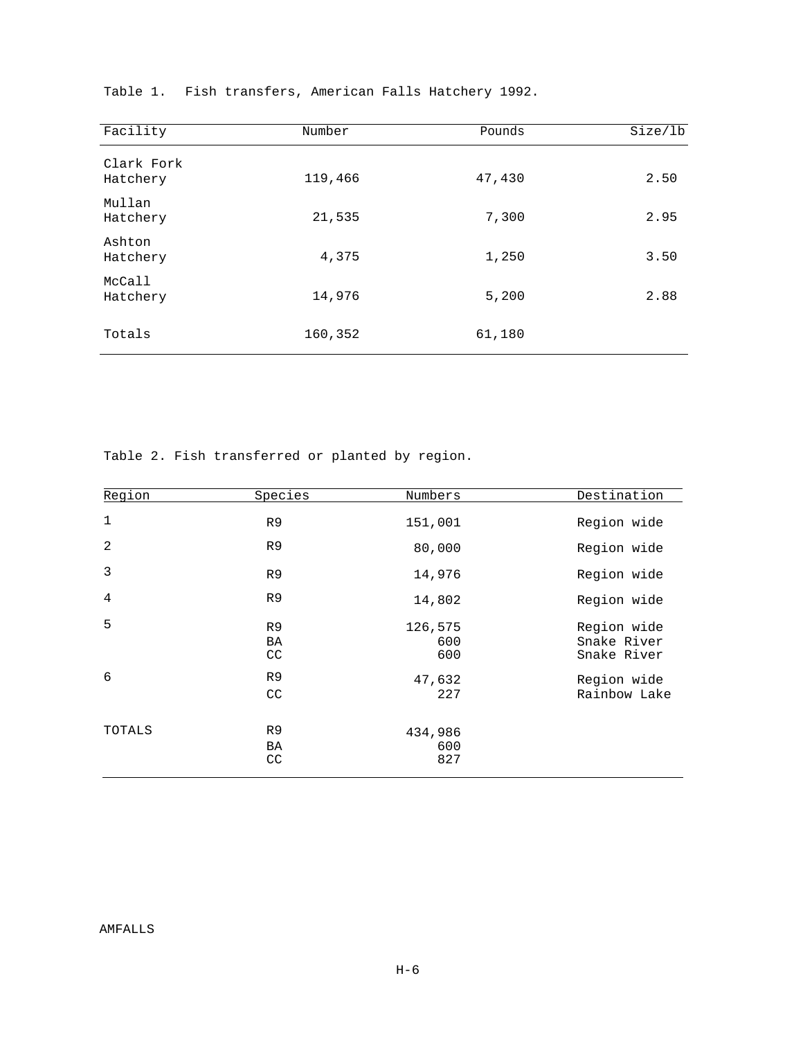Table 1. Fish transfers, American Falls Hatchery 1992.

| Facility | Number | Pounds | Size/lb |
|---|---|---|---|
| Clark Fork Hatchery | 119,466 | 47,430 | 2.50 |
| Mullan Hatchery | 21,535 | 7,300 | 2.95 |
| Ashton Hatchery | 4,375 | 1,250 | 3.50 |
| McCall Hatchery | 14,976 | 5,200 | 2.88 |
| Totals | 160,352 | 61,180 | |

Table 2. Fish transferred or planted by region.

| Region | Species | Numbers | Destination |
|---|---|---|---|
| 1 | R9 | 151,001 | Region wide |
| 2 | R9 | 80,000 | Region wide |
| 3 | R9 | 14,976 | Region wide |
| 4 | R9 | 14,802 | Region wide |
| 5 | R9 | 126,575 | Region wide |
| | BA | 600 | Snake River |
| | CC | 600 | Snake River |
| 6 | R9 | 47,632 | Region wide |
| | CC | 227 | Rainbow Lake |
| TOTALS | R9 | 434,986 | |
| | BA | 600 | |
| | CC | 827 | |

AMFALLS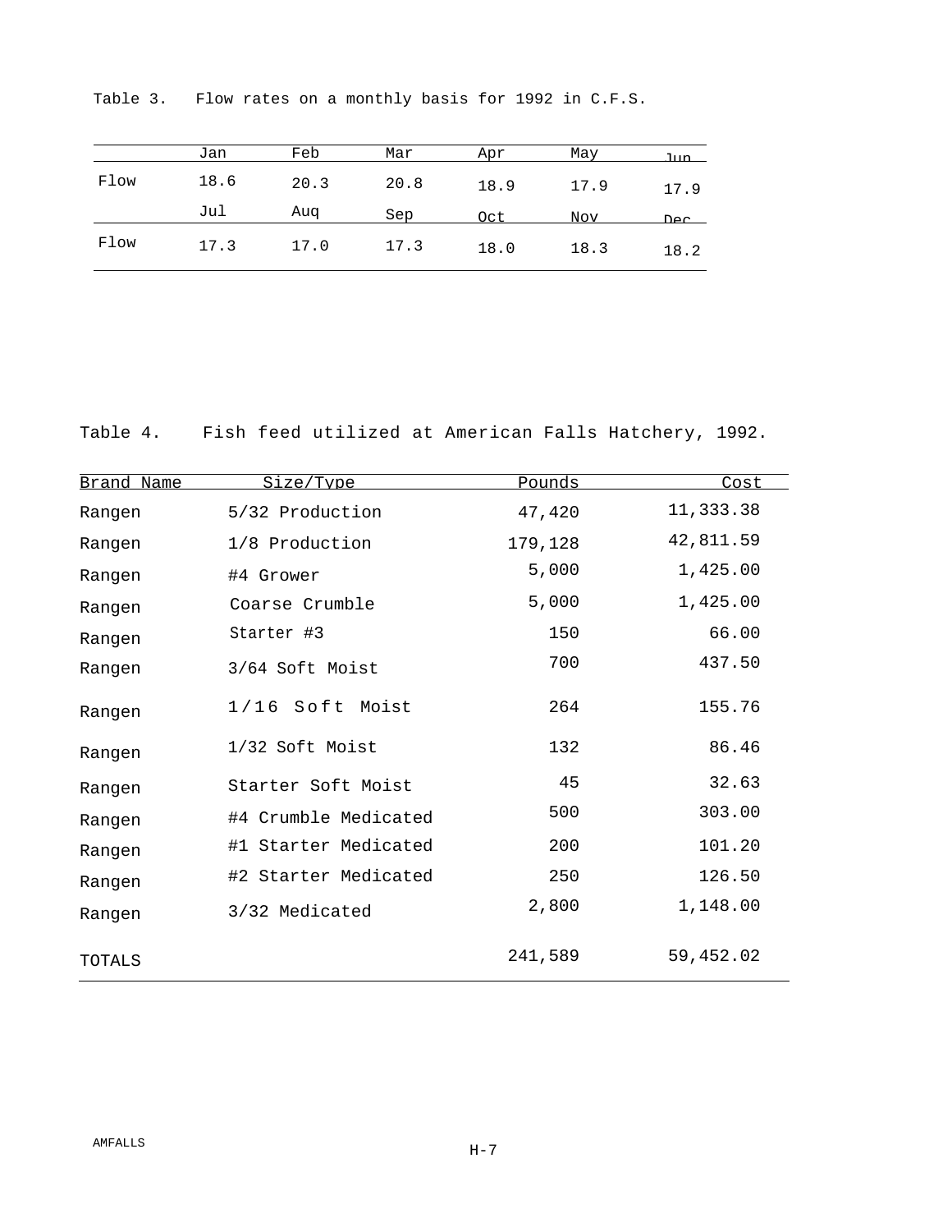Table 3. Flow rates on a monthly basis for 1992 in C.F.S.

| | Jan | Feb | Mar | Apr | May | Jun |
|---|---|---|---|---|---|---|
| Flow | 18.6 | 20.3 | 20.8 | 18.9 | 17.9 | 17.9 |
| | Jul | Aug | Sep | Oct | Nov | Dec |
| Flow | 17.3 | 17.0 | 17.3 | 18.0 | 18.3 | 18.2 |

Table 4. Fish feed utilized at American Falls Hatchery, 1992.

| Brand Name | Size/Type | Pounds | Cost |
|---|---|---|---|
| Rangen | 5/32 Production | 47,420 | 11,333.38 |
| Rangen | 1/8 Production | 179,128 | 42,811.59 |
| Rangen | #4 Grower | 5,000 | 1,425.00 |
| Rangen | Coarse Crumble | 5,000 | 1,425.00 |
| Rangen | Starter #3 | 150 | 66.00 |
| Rangen | 3/64 Soft Moist | 700 | 437.50 |
| Rangen | 1/16 Soft Moist | 264 | 155.76 |
| Rangen | 1/32 Soft Moist | 132 | 86.46 |
| Rangen | Starter Soft Moist | 45 | 32.63 |
| Rangen | #4 Crumble Medicated | 500 | 303.00 |
| Rangen | #1 Starter Medicated | 200 | 101.20 |
| Rangen | #2 Starter Medicated | 250 | 126.50 |
| Rangen | 3/32 Medicated | 2,800 | 1,148.00 |
| TOTALS | | 241,589 | 59,452.02 |

AMFALLS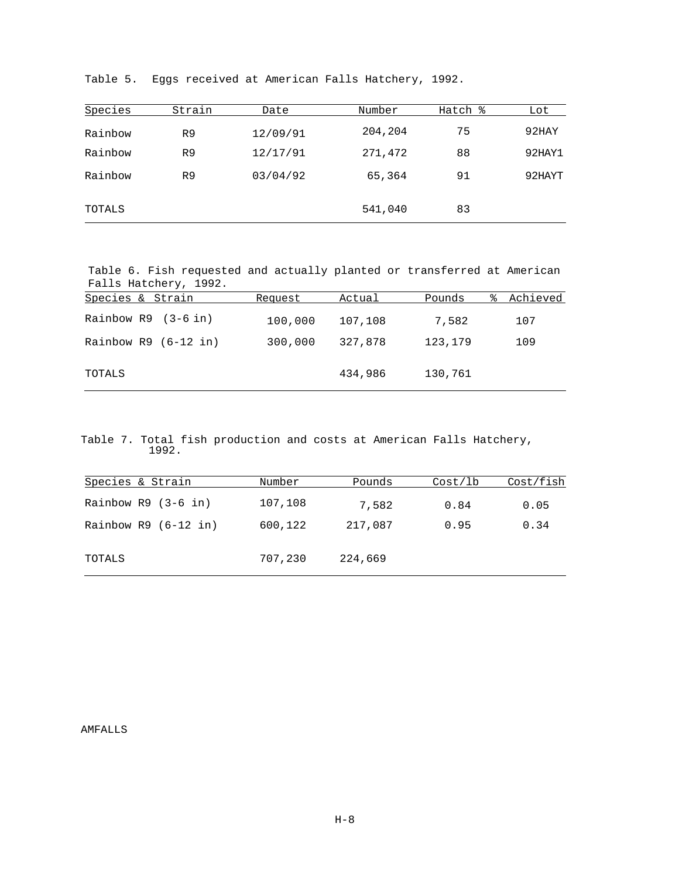Table 5. Eggs received at American Falls Hatchery, 1992.

| Species | Strain | Date | Number | Hatch % | Lot |
|---|---|---|---|---|---|
| Rainbow | R9 | 12/09/91 | 204,204 | 75 | 92HAY |
| Rainbow | R9 | 12/17/91 | 271,472 | 88 | 92HAY1 |
| Rainbow | R9 | 03/04/92 | 65,364 | 91 | 92HAYT |
| TOTALS | | | 541,040 | 83 | |

Table 6. Fish requested and actually planted or transferred at American Falls Hatchery, 1992.

| Species & Strain | Request | Actual | Pounds | % Achieved |
|---|---|---|---|---|
| Rainbow R9 (3-6 in) | 100,000 | 107,108 | 7,582 | 107 |
| Rainbow R9 (6-12 in) | 300,000 | 327,878 | 123,179 | 109 |
| TOTALS | | 434,986 | 130,761 | |

Table 7. Total fish production and costs at American Falls Hatchery, 1992.

| Species & Strain | Number | Pounds | Cost/lb | Cost/fish |
|---|---|---|---|---|
| Rainbow R9 (3-6 in) | 107,108 | 7,582 | 0.84 | 0.05 |
| Rainbow R9 (6-12 in) | 600,122 | 217,087 | 0.95 | 0.34 |
| TOTALS | 707,230 | 224,669 | | |

AMFALLS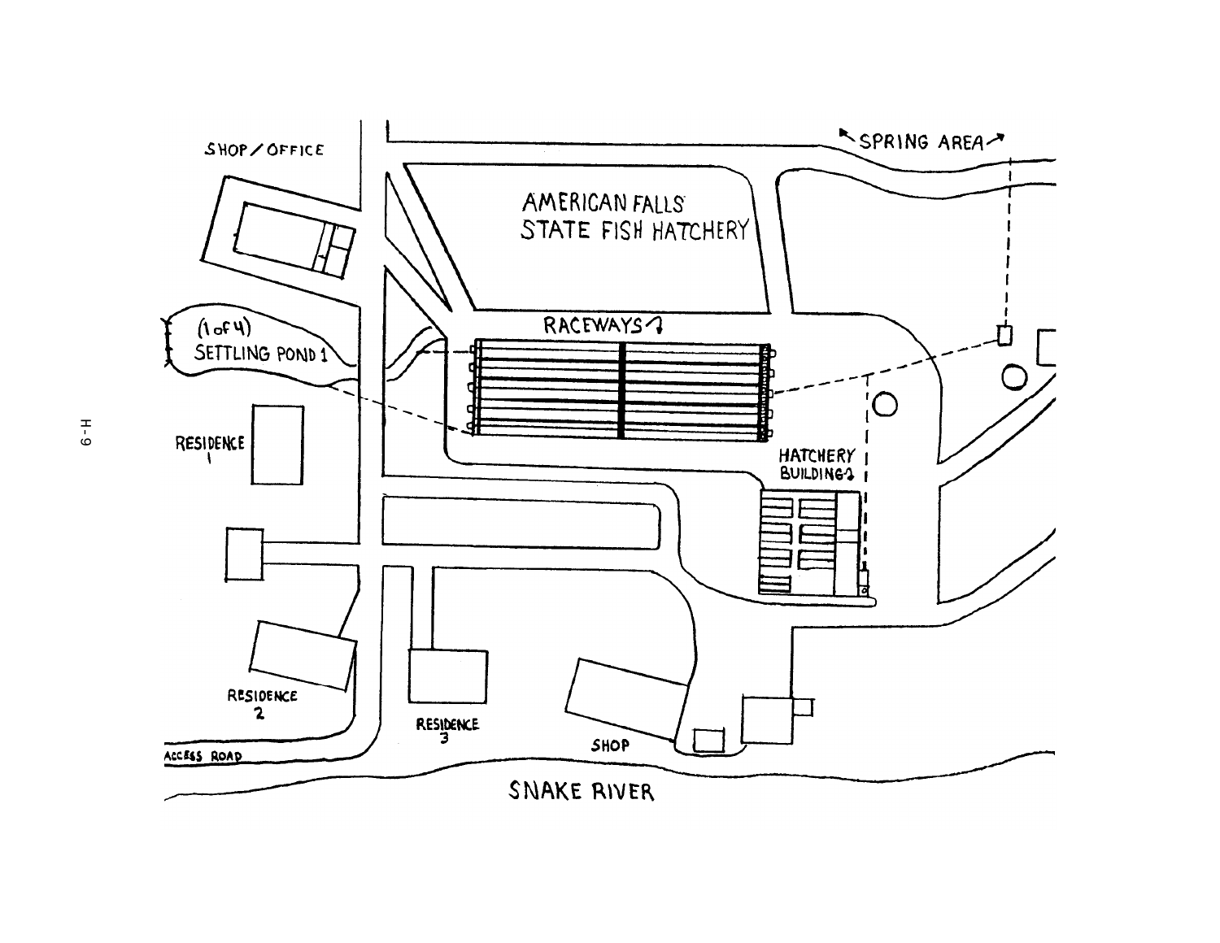SHOP / OFFICE

AMERICAN FALLS STATE FISH HATCHERY

SPRING AREA

(1 of 4) SETTLING POND 1

RACEWAYS

RESIDENCE 1

HATCHERY BUILDING

RESIDENCE 2

RESIDENCE 3

SHOP

ACCESS ROAD

SNAKE RIVER